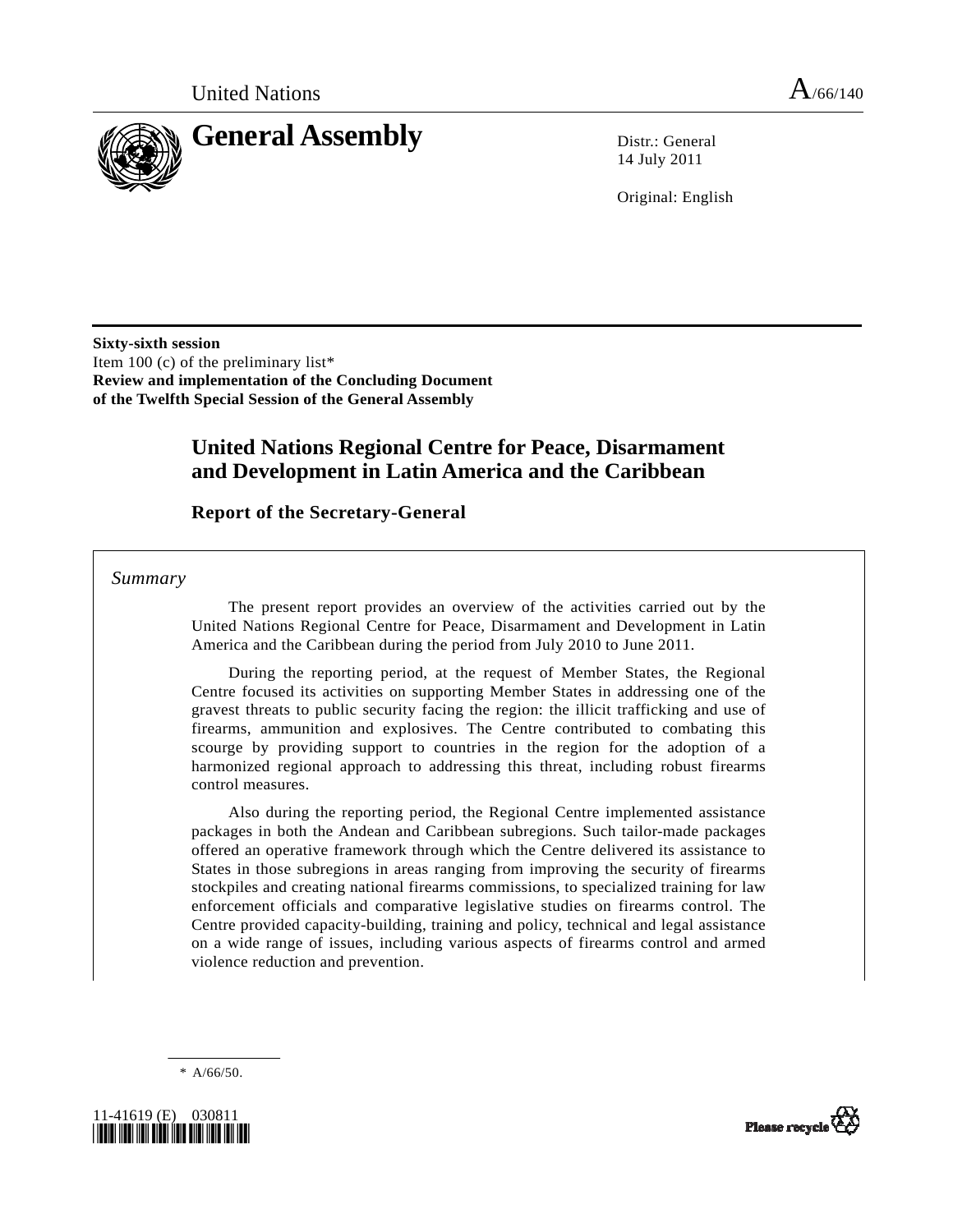United Nations A/66/140

# General Assembly

Distr.: General
14 July 2011

Original: English

**Sixty-sixth session**
Item 100 (c) of the preliminary list*
**Review and implementation of the Concluding Document of the Twelfth Special Session of the General Assembly**

## United Nations Regional Centre for Peace, Disarmament and Development in Latin America and the Caribbean

### Report of the Secretary-General

*Summary*

The present report provides an overview of the activities carried out by the United Nations Regional Centre for Peace, Disarmament and Development in Latin America and the Caribbean during the period from July 2010 to June 2011.

During the reporting period, at the request of Member States, the Regional Centre focused its activities on supporting Member States in addressing one of the gravest threats to public security facing the region: the illicit trafficking and use of firearms, ammunition and explosives. The Centre contributed to combating this scourge by providing support to countries in the region for the adoption of a harmonized regional approach to addressing this threat, including robust firearms control measures.

Also during the reporting period, the Regional Centre implemented assistance packages in both the Andean and Caribbean subregions. Such tailor-made packages offered an operative framework through which the Centre delivered its assistance to States in those subregions in areas ranging from improving the security of firearms stockpiles and creating national firearms commissions, to specialized training for law enforcement officials and comparative legislative studies on firearms control. The Centre provided capacity-building, training and policy, technical and legal assistance on a wide range of issues, including various aspects of firearms control and armed violence reduction and prevention.

\* A/66/50.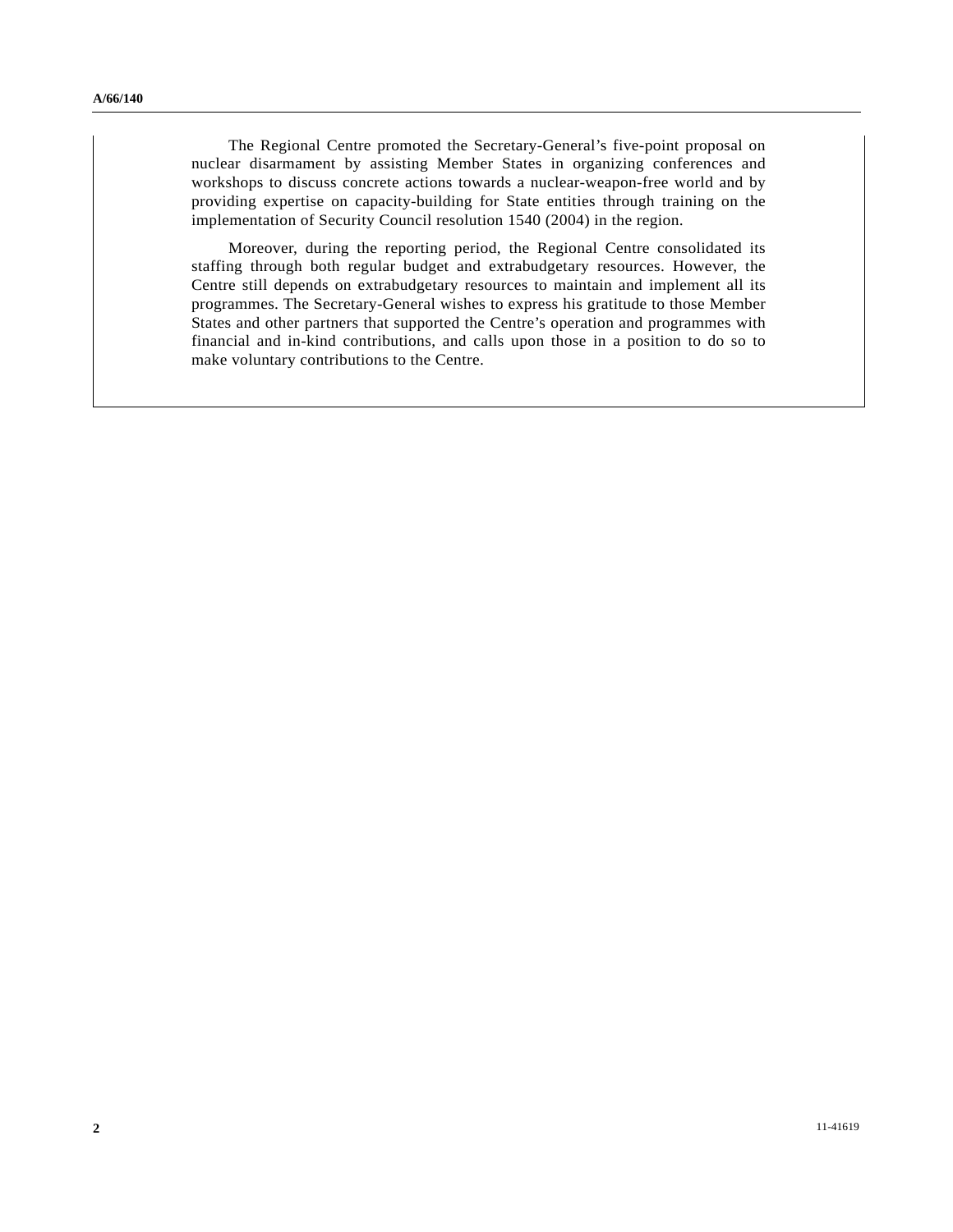The Regional Centre promoted the Secretary-General’s five-point proposal on nuclear disarmament by assisting Member States in organizing conferences and workshops to discuss concrete actions towards a nuclear-weapon-free world and by providing expertise on capacity-building for State entities through training on the implementation of Security Council resolution 1540 (2004) in the region.

Moreover, during the reporting period, the Regional Centre consolidated its staffing through both regular budget and extrabudgetary resources. However, the Centre still depends on extrabudgetary resources to maintain and implement all its programmes. The Secretary-General wishes to express his gratitude to those Member States and other partners that supported the Centre’s operation and programmes with financial and in-kind contributions, and calls upon those in a position to do so to make voluntary contributions to the Centre.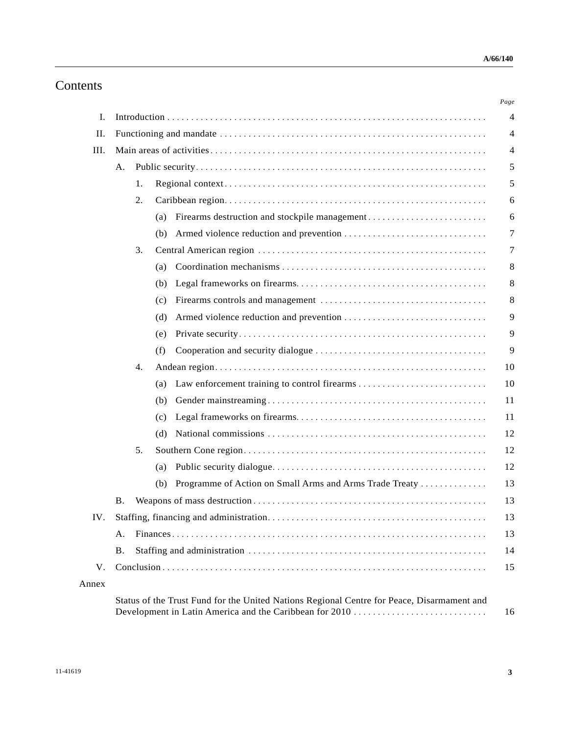# Contents

| | | Page |
|---|---|---|
| I. | Introduction | 4 |
| II. | Functioning and mandate | 4 |
| III. | Main areas of activities | 4 |
| | A. Public security | 5 |
| | 1. Regional context | 5 |
| | 2. Caribbean region | 6 |
| | (a) Firearms destruction and stockpile management | 6 |
| | (b) Armed violence reduction and prevention | 7 |
| | 3. Central American region | 7 |
| | (a) Coordination mechanisms | 8 |
| | (b) Legal frameworks on firearms | 8 |
| | (c) Firearms controls and management | 8 |
| | (d) Armed violence reduction and prevention | 9 |
| | (e) Private security | 9 |
| | (f) Cooperation and security dialogue | 9 |
| | 4. Andean region | 10 |
| | (a) Law enforcement training to control firearms | 10 |
| | (b) Gender mainstreaming | 11 |
| | (c) Legal frameworks on firearms | 11 |
| | (d) National commissions | 12 |
| | 5. Southern Cone region | 12 |
| | (a) Public security dialogue | 12 |
| | (b) Programme of Action on Small Arms and Arms Trade Treaty | 13 |
| | B. Weapons of mass destruction | 13 |
| IV. | Staffing, financing and administration | 13 |
| | A. Finances | 13 |
| | B. Staffing and administration | 14 |
| V. | Conclusion | 15 |
| Annex | | |
| | Status of the Trust Fund for the United Nations Regional Centre for Peace, Disarmament and Development in Latin America and the Caribbean for 2010 | 16 |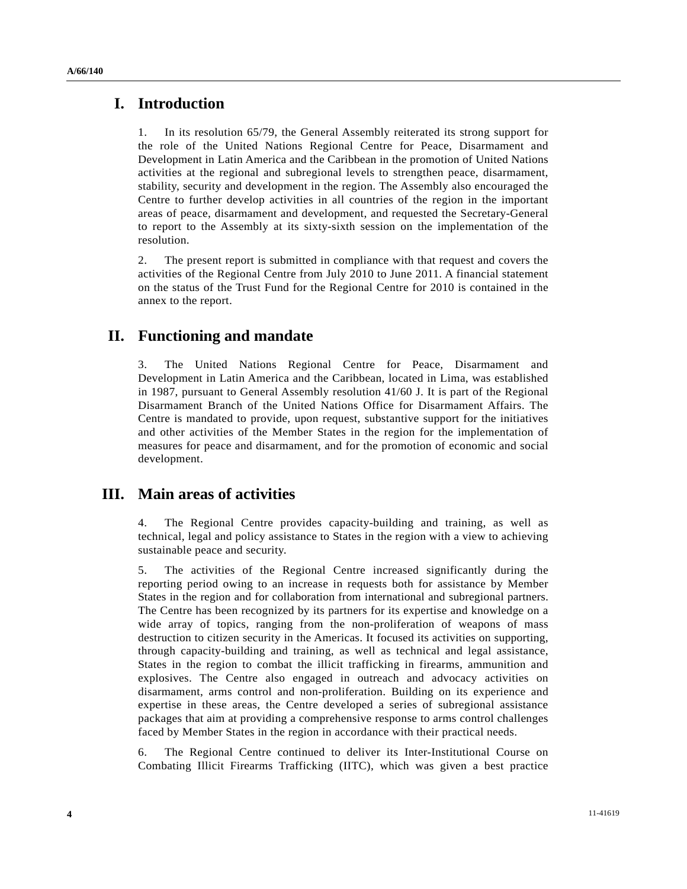## I. Introduction

1. In its resolution 65/79, the General Assembly reiterated its strong support for the role of the United Nations Regional Centre for Peace, Disarmament and Development in Latin America and the Caribbean in the promotion of United Nations activities at the regional and subregional levels to strengthen peace, disarmament, stability, security and development in the region. The Assembly also encouraged the Centre to further develop activities in all countries of the region in the important areas of peace, disarmament and development, and requested the Secretary-General to report to the Assembly at its sixty-sixth session on the implementation of the resolution.

2. The present report is submitted in compliance with that request and covers the activities of the Regional Centre from July 2010 to June 2011. A financial statement on the status of the Trust Fund for the Regional Centre for 2010 is contained in the annex to the report.

## II. Functioning and mandate

3. The United Nations Regional Centre for Peace, Disarmament and Development in Latin America and the Caribbean, located in Lima, was established in 1987, pursuant to General Assembly resolution 41/60 J. It is part of the Regional Disarmament Branch of the United Nations Office for Disarmament Affairs. The Centre is mandated to provide, upon request, substantive support for the initiatives and other activities of the Member States in the region for the implementation of measures for peace and disarmament, and for the promotion of economic and social development.

## III. Main areas of activities

4. The Regional Centre provides capacity-building and training, as well as technical, legal and policy assistance to States in the region with a view to achieving sustainable peace and security.

5. The activities of the Regional Centre increased significantly during the reporting period owing to an increase in requests both for assistance by Member States in the region and for collaboration from international and subregional partners. The Centre has been recognized by its partners for its expertise and knowledge on a wide array of topics, ranging from the non-proliferation of weapons of mass destruction to citizen security in the Americas. It focused its activities on supporting, through capacity-building and training, as well as technical and legal assistance, States in the region to combat the illicit trafficking in firearms, ammunition and explosives. The Centre also engaged in outreach and advocacy activities on disarmament, arms control and non-proliferation. Building on its experience and expertise in these areas, the Centre developed a series of subregional assistance packages that aim at providing a comprehensive response to arms control challenges faced by Member States in the region in accordance with their practical needs.

6. The Regional Centre continued to deliver its Inter-Institutional Course on Combating Illicit Firearms Trafficking (IITC), which was given a best practice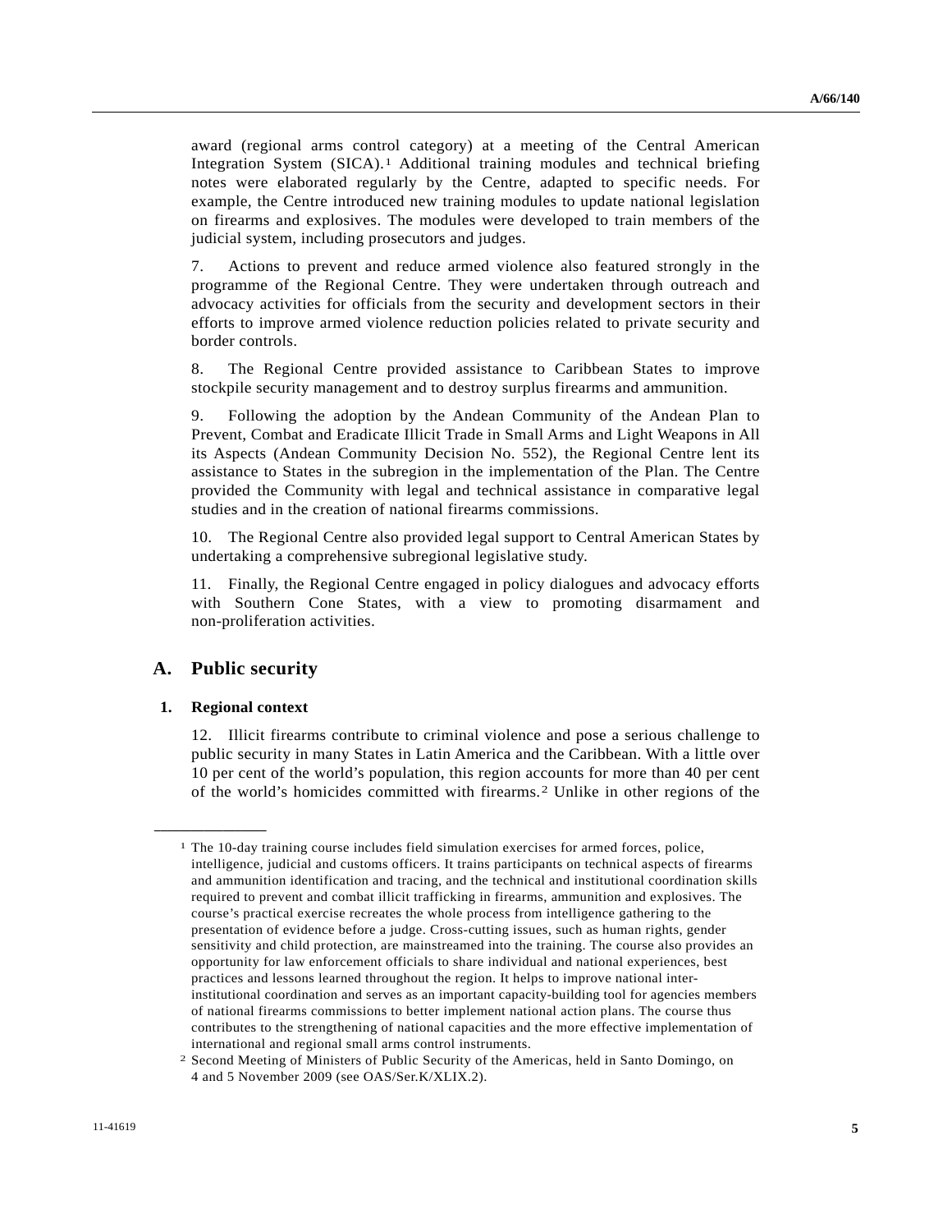award (regional arms control category) at a meeting of the Central American Integration System (SICA).[1] Additional training modules and technical briefing notes were elaborated regularly by the Centre, adapted to specific needs. For example, the Centre introduced new training modules to update national legislation on firearms and explosives. The modules were developed to train members of the judicial system, including prosecutors and judges.

7. Actions to prevent and reduce armed violence also featured strongly in the programme of the Regional Centre. They were undertaken through outreach and advocacy activities for officials from the security and development sectors in their efforts to improve armed violence reduction policies related to private security and border controls.

8. The Regional Centre provided assistance to Caribbean States to improve stockpile security management and to destroy surplus firearms and ammunition.

9. Following the adoption by the Andean Community of the Andean Plan to Prevent, Combat and Eradicate Illicit Trade in Small Arms and Light Weapons in All its Aspects (Andean Community Decision No. 552), the Regional Centre lent its assistance to States in the subregion in the implementation of the Plan. The Centre provided the Community with legal and technical assistance in comparative legal studies and in the creation of national firearms commissions.

10. The Regional Centre also provided legal support to Central American States by undertaking a comprehensive subregional legislative study.

11. Finally, the Regional Centre engaged in policy dialogues and advocacy efforts with Southern Cone States, with a view to promoting disarmament and non-proliferation activities.

## A. Public security

### 1. Regional context

12. Illicit firearms contribute to criminal violence and pose a serious challenge to public security in many States in Latin America and the Caribbean. With a little over 10 per cent of the world's population, this region accounts for more than 40 per cent of the world's homicides committed with firearms.[2] Unlike in other regions of the

---

[1] The 10-day training course includes field simulation exercises for armed forces, police, intelligence, judicial and customs officers. It trains participants on technical aspects of firearms and ammunition identification and tracing, and the technical and institutional coordination skills required to prevent and combat illicit trafficking in firearms, ammunition and explosives. The course's practical exercise recreates the whole process from intelligence gathering to the presentation of evidence before a judge. Cross-cutting issues, such as human rights, gender sensitivity and child protection, are mainstreamed into the training. The course also provides an opportunity for law enforcement officials to share individual and national experiences, best practices and lessons learned throughout the region. It helps to improve national inter-institutional coordination and serves as an important capacity-building tool for agencies members of national firearms commissions to better implement national action plans. The course thus contributes to the strengthening of national capacities and the more effective implementation of international and regional small arms control instruments.

[2] Second Meeting of Ministers of Public Security of the Americas, held in Santo Domingo, on 4 and 5 November 2009 (see OAS/Ser.K/XLIX.2).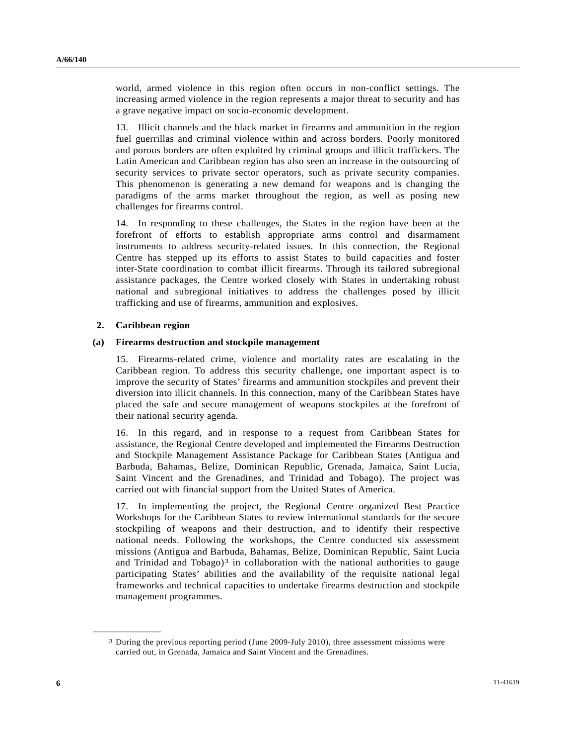world, armed violence in this region often occurs in non-conflict settings. The increasing armed violence in the region represents a major threat to security and has a grave negative impact on socio-economic development.

13. Illicit channels and the black market in firearms and ammunition in the region fuel guerrillas and criminal violence within and across borders. Poorly monitored and porous borders are often exploited by criminal groups and illicit traffickers. The Latin American and Caribbean region has also seen an increase in the outsourcing of security services to private sector operators, such as private security companies. This phenomenon is generating a new demand for weapons and is changing the paradigms of the arms market throughout the region, as well as posing new challenges for firearms control.

14. In responding to these challenges, the States in the region have been at the forefront of efforts to establish appropriate arms control and disarmament instruments to address security-related issues. In this connection, the Regional Centre has stepped up its efforts to assist States to build capacities and foster inter-State coordination to combat illicit firearms. Through its tailored subregional assistance packages, the Centre worked closely with States in undertaking robust national and subregional initiatives to address the challenges posed by illicit trafficking and use of firearms, ammunition and explosives.

### 2. Caribbean region

#### (a) Firearms destruction and stockpile management

15. Firearms-related crime, violence and mortality rates are escalating in the Caribbean region. To address this security challenge, one important aspect is to improve the security of States' firearms and ammunition stockpiles and prevent their diversion into illicit channels. In this connection, many of the Caribbean States have placed the safe and secure management of weapons stockpiles at the forefront of their national security agenda.

16. In this regard, and in response to a request from Caribbean States for assistance, the Regional Centre developed and implemented the Firearms Destruction and Stockpile Management Assistance Package for Caribbean States (Antigua and Barbuda, Bahamas, Belize, Dominican Republic, Grenada, Jamaica, Saint Lucia, Saint Vincent and the Grenadines, and Trinidad and Tobago). The project was carried out with financial support from the United States of America.

17. In implementing the project, the Regional Centre organized Best Practice Workshops for the Caribbean States to review international standards for the secure stockpiling of weapons and their destruction, and to identify their respective national needs. Following the workshops, the Centre conducted six assessment missions (Antigua and Barbuda, Bahamas, Belize, Dominican Republic, Saint Lucia and Trinidad and Tobago)[3] in collaboration with the national authorities to gauge participating States' abilities and the availability of the requisite national legal frameworks and technical capacities to undertake firearms destruction and stockpile management programmes.

---

[3] During the previous reporting period (June 2009-July 2010), three assessment missions were carried out, in Grenada, Jamaica and Saint Vincent and the Grenadines.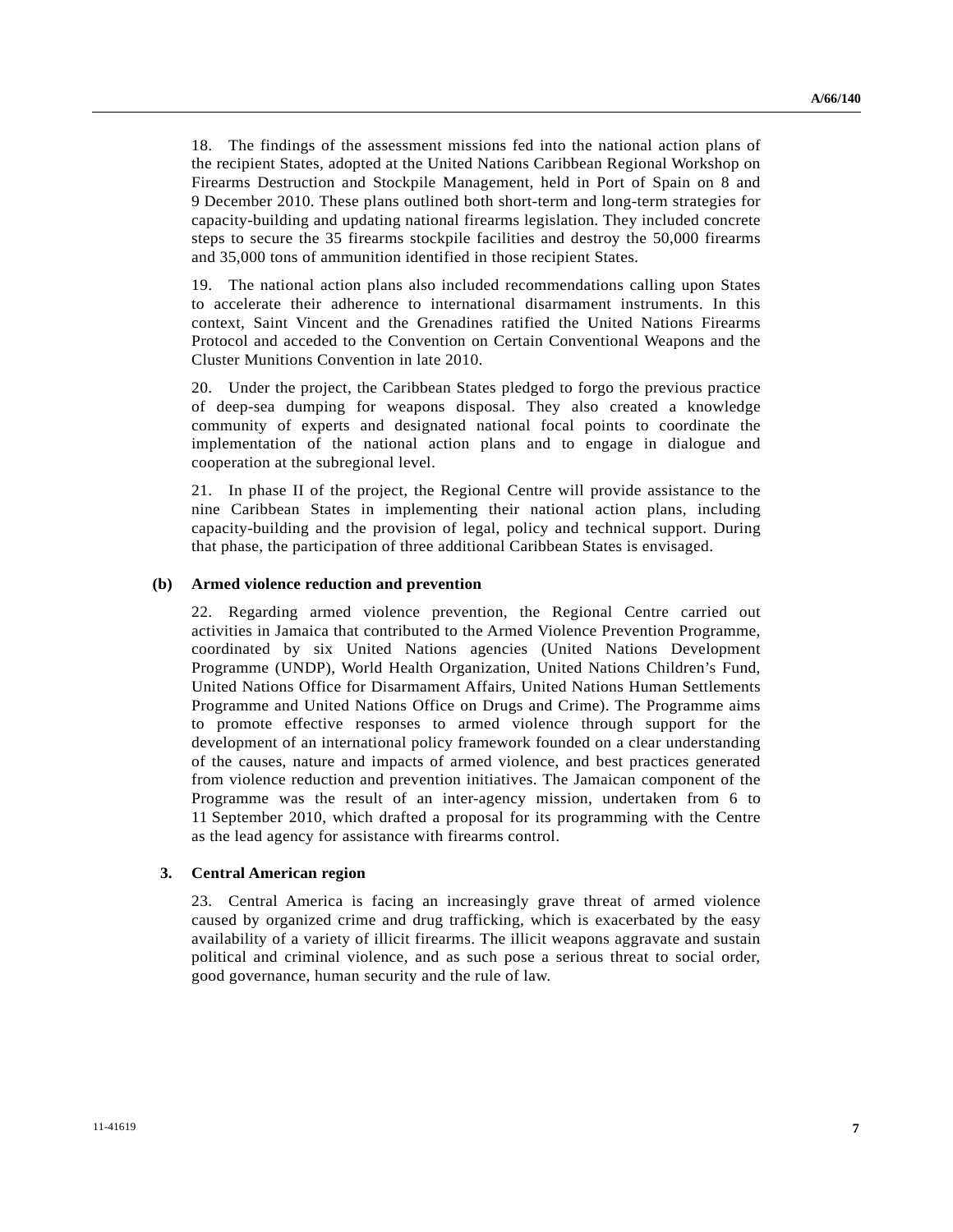18. The findings of the assessment missions fed into the national action plans of the recipient States, adopted at the United Nations Caribbean Regional Workshop on Firearms Destruction and Stockpile Management, held in Port of Spain on 8 and 9 December 2010. These plans outlined both short-term and long-term strategies for capacity-building and updating national firearms legislation. They included concrete steps to secure the 35 firearms stockpile facilities and destroy the 50,000 firearms and 35,000 tons of ammunition identified in those recipient States.

19. The national action plans also included recommendations calling upon States to accelerate their adherence to international disarmament instruments. In this context, Saint Vincent and the Grenadines ratified the United Nations Firearms Protocol and acceded to the Convention on Certain Conventional Weapons and the Cluster Munitions Convention in late 2010.

20. Under the project, the Caribbean States pledged to forgo the previous practice of deep-sea dumping for weapons disposal. They also created a knowledge community of experts and designated national focal points to coordinate the implementation of the national action plans and to engage in dialogue and cooperation at the subregional level.

21. In phase II of the project, the Regional Centre will provide assistance to the nine Caribbean States in implementing their national action plans, including capacity-building and the provision of legal, policy and technical support. During that phase, the participation of three additional Caribbean States is envisaged.

#### (b) Armed violence reduction and prevention

22. Regarding armed violence prevention, the Regional Centre carried out activities in Jamaica that contributed to the Armed Violence Prevention Programme, coordinated by six United Nations agencies (United Nations Development Programme (UNDP), World Health Organization, United Nations Children's Fund, United Nations Office for Disarmament Affairs, United Nations Human Settlements Programme and United Nations Office on Drugs and Crime). The Programme aims to promote effective responses to armed violence through support for the development of an international policy framework founded on a clear understanding of the causes, nature and impacts of armed violence, and best practices generated from violence reduction and prevention initiatives. The Jamaican component of the Programme was the result of an inter-agency mission, undertaken from 6 to 11 September 2010, which drafted a proposal for its programming with the Centre as the lead agency for assistance with firearms control.

### 3. Central American region

23. Central America is facing an increasingly grave threat of armed violence caused by organized crime and drug trafficking, which is exacerbated by the easy availability of a variety of illicit firearms. The illicit weapons aggravate and sustain political and criminal violence, and as such pose a serious threat to social order, good governance, human security and the rule of law.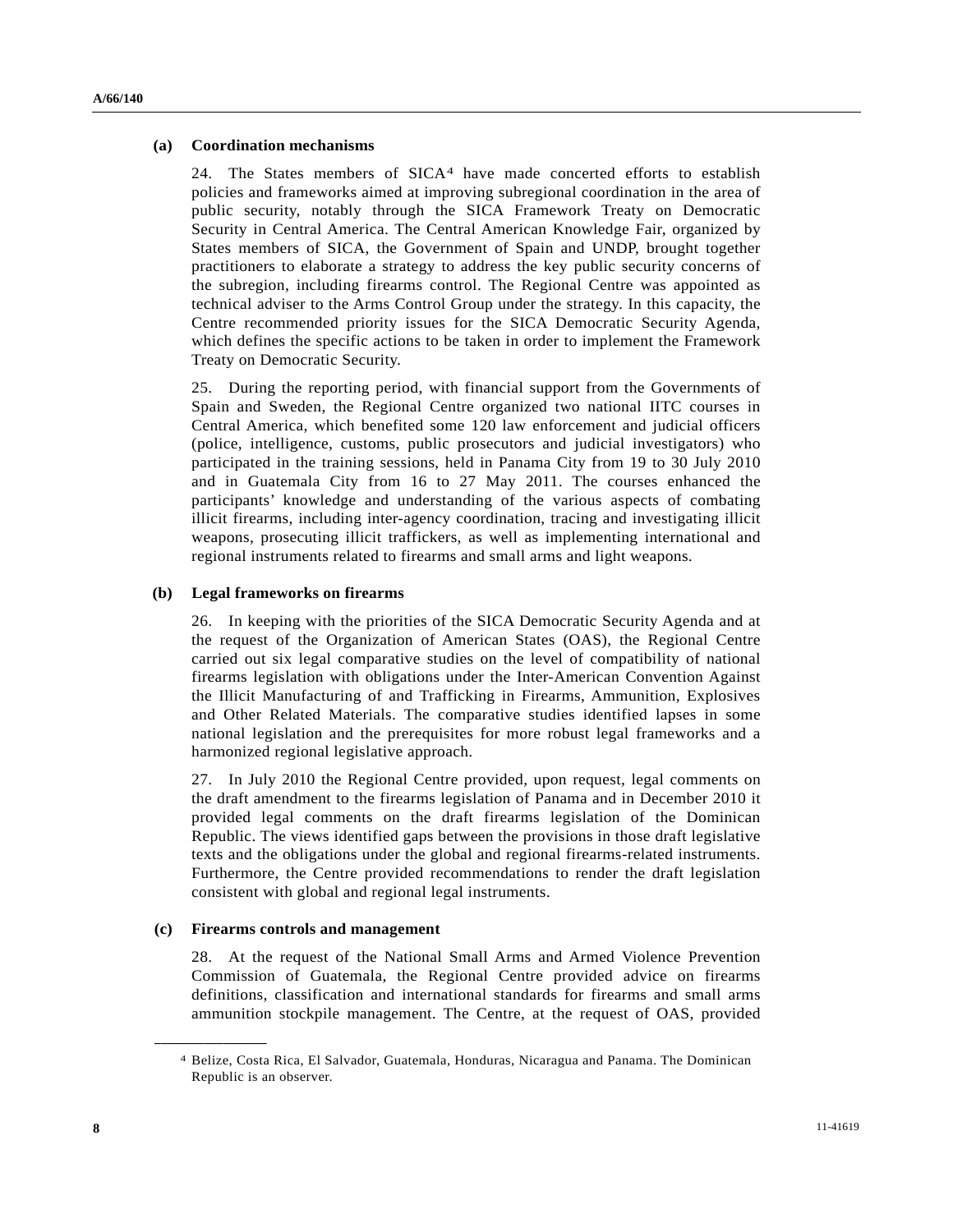### (a) Coordination mechanisms

24. The States members of SICA[4] have made concerted efforts to establish policies and frameworks aimed at improving subregional coordination in the area of public security, notably through the SICA Framework Treaty on Democratic Security in Central America. The Central American Knowledge Fair, organized by States members of SICA, the Government of Spain and UNDP, brought together practitioners to elaborate a strategy to address the key public security concerns of the subregion, including firearms control. The Regional Centre was appointed as technical adviser to the Arms Control Group under the strategy. In this capacity, the Centre recommended priority issues for the SICA Democratic Security Agenda, which defines the specific actions to be taken in order to implement the Framework Treaty on Democratic Security.

25. During the reporting period, with financial support from the Governments of Spain and Sweden, the Regional Centre organized two national IITC courses in Central America, which benefited some 120 law enforcement and judicial officers (police, intelligence, customs, public prosecutors and judicial investigators) who participated in the training sessions, held in Panama City from 19 to 30 July 2010 and in Guatemala City from 16 to 27 May 2011. The courses enhanced the participants' knowledge and understanding of the various aspects of combating illicit firearms, including inter-agency coordination, tracing and investigating illicit weapons, prosecuting illicit traffickers, as well as implementing international and regional instruments related to firearms and small arms and light weapons.

### (b) Legal frameworks on firearms

26. In keeping with the priorities of the SICA Democratic Security Agenda and at the request of the Organization of American States (OAS), the Regional Centre carried out six legal comparative studies on the level of compatibility of national firearms legislation with obligations under the Inter-American Convention Against the Illicit Manufacturing of and Trafficking in Firearms, Ammunition, Explosives and Other Related Materials. The comparative studies identified lapses in some national legislation and the prerequisites for more robust legal frameworks and a harmonized regional legislative approach.

27. In July 2010 the Regional Centre provided, upon request, legal comments on the draft amendment to the firearms legislation of Panama and in December 2010 it provided legal comments on the draft firearms legislation of the Dominican Republic. The views identified gaps between the provisions in those draft legislative texts and the obligations under the global and regional firearms-related instruments. Furthermore, the Centre provided recommendations to render the draft legislation consistent with global and regional legal instruments.

### (c) Firearms controls and management

28. At the request of the National Small Arms and Armed Violence Prevention Commission of Guatemala, the Regional Centre provided advice on firearms definitions, classification and international standards for firearms and small arms ammunition stockpile management. The Centre, at the request of OAS, provided

---

[4] Belize, Costa Rica, El Salvador, Guatemala, Honduras, Nicaragua and Panama. The Dominican Republic is an observer.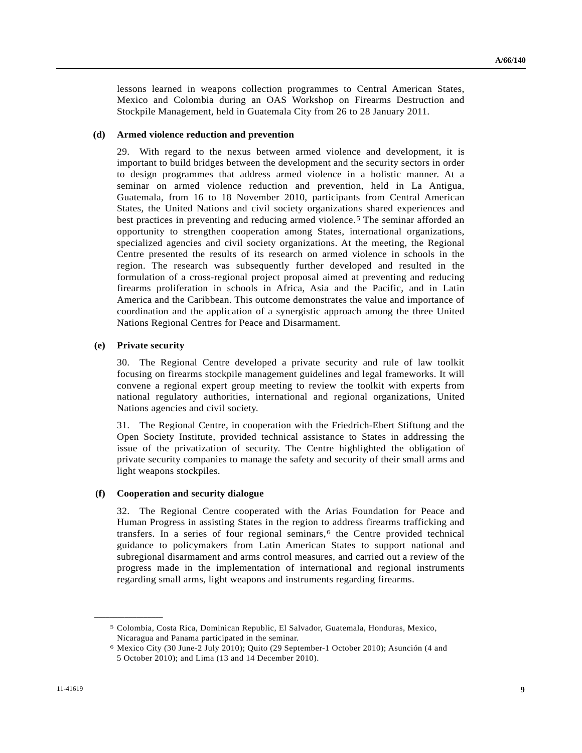lessons learned in weapons collection programmes to Central American States, Mexico and Colombia during an OAS Workshop on Firearms Destruction and Stockpile Management, held in Guatemala City from 26 to 28 January 2011.

**(d) Armed violence reduction and prevention**

29. With regard to the nexus between armed violence and development, it is important to build bridges between the development and the security sectors in order to design programmes that address armed violence in a holistic manner. At a seminar on armed violence reduction and prevention, held in La Antigua, Guatemala, from 16 to 18 November 2010, participants from Central American States, the United Nations and civil society organizations shared experiences and best practices in preventing and reducing armed violence.[5] The seminar afforded an opportunity to strengthen cooperation among States, international organizations, specialized agencies and civil society organizations. At the meeting, the Regional Centre presented the results of its research on armed violence in schools in the region. The research was subsequently further developed and resulted in the formulation of a cross-regional project proposal aimed at preventing and reducing firearms proliferation in schools in Africa, Asia and the Pacific, and in Latin America and the Caribbean. This outcome demonstrates the value and importance of coordination and the application of a synergistic approach among the three United Nations Regional Centres for Peace and Disarmament.

**(e) Private security**

30. The Regional Centre developed a private security and rule of law toolkit focusing on firearms stockpile management guidelines and legal frameworks. It will convene a regional expert group meeting to review the toolkit with experts from national regulatory authorities, international and regional organizations, United Nations agencies and civil society.

31. The Regional Centre, in cooperation with the Friedrich-Ebert Stiftung and the Open Society Institute, provided technical assistance to States in addressing the issue of the privatization of security. The Centre highlighted the obligation of private security companies to manage the safety and security of their small arms and light weapons stockpiles.

**(f) Cooperation and security dialogue**

32. The Regional Centre cooperated with the Arias Foundation for Peace and Human Progress in assisting States in the region to address firearms trafficking and transfers. In a series of four regional seminars,[6] the Centre provided technical guidance to policymakers from Latin American States to support national and subregional disarmament and arms control measures, and carried out a review of the progress made in the implementation of international and regional instruments regarding small arms, light weapons and instruments regarding firearms.

---

[5] Colombia, Costa Rica, Dominican Republic, El Salvador, Guatemala, Honduras, Mexico, Nicaragua and Panama participated in the seminar.

[6] Mexico City (30 June-2 July 2010); Quito (29 September-1 October 2010); Asunción (4 and 5 October 2010); and Lima (13 and 14 December 2010).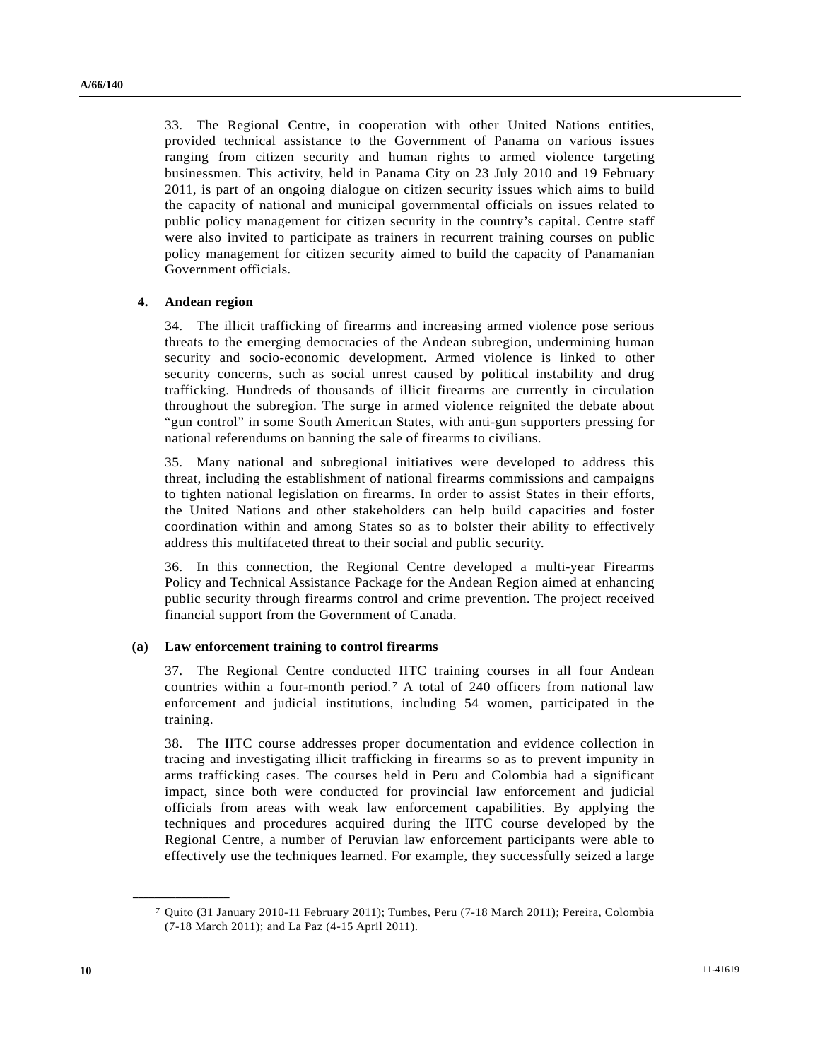33. The Regional Centre, in cooperation with other United Nations entities, provided technical assistance to the Government of Panama on various issues ranging from citizen security and human rights to armed violence targeting businessmen. This activity, held in Panama City on 23 July 2010 and 19 February 2011, is part of an ongoing dialogue on citizen security issues which aims to build the capacity of national and municipal governmental officials on issues related to public policy management for citizen security in the country's capital. Centre staff were also invited to participate as trainers in recurrent training courses on public policy management for citizen security aimed to build the capacity of Panamanian Government officials.

### 4. Andean region

34. The illicit trafficking of firearms and increasing armed violence pose serious threats to the emerging democracies of the Andean subregion, undermining human security and socio-economic development. Armed violence is linked to other security concerns, such as social unrest caused by political instability and drug trafficking. Hundreds of thousands of illicit firearms are currently in circulation throughout the subregion. The surge in armed violence reignited the debate about "gun control" in some South American States, with anti-gun supporters pressing for national referendums on banning the sale of firearms to civilians.

35. Many national and subregional initiatives were developed to address this threat, including the establishment of national firearms commissions and campaigns to tighten national legislation on firearms. In order to assist States in their efforts, the United Nations and other stakeholders can help build capacities and foster coordination within and among States so as to bolster their ability to effectively address this multifaceted threat to their social and public security.

36. In this connection, the Regional Centre developed a multi-year Firearms Policy and Technical Assistance Package for the Andean Region aimed at enhancing public security through firearms control and crime prevention. The project received financial support from the Government of Canada.

#### (a) Law enforcement training to control firearms

37. The Regional Centre conducted IITC training courses in all four Andean countries within a four-month period.[7] A total of 240 officers from national law enforcement and judicial institutions, including 54 women, participated in the training.

38. The IITC course addresses proper documentation and evidence collection in tracing and investigating illicit trafficking in firearms so as to prevent impunity in arms trafficking cases. The courses held in Peru and Colombia had a significant impact, since both were conducted for provincial law enforcement and judicial officials from areas with weak law enforcement capabilities. By applying the techniques and procedures acquired during the IITC course developed by the Regional Centre, a number of Peruvian law enforcement participants were able to effectively use the techniques learned. For example, they successfully seized a large

---

[7] Quito (31 January 2010-11 February 2011); Tumbes, Peru (7-18 March 2011); Pereira, Colombia (7-18 March 2011); and La Paz (4-15 April 2011).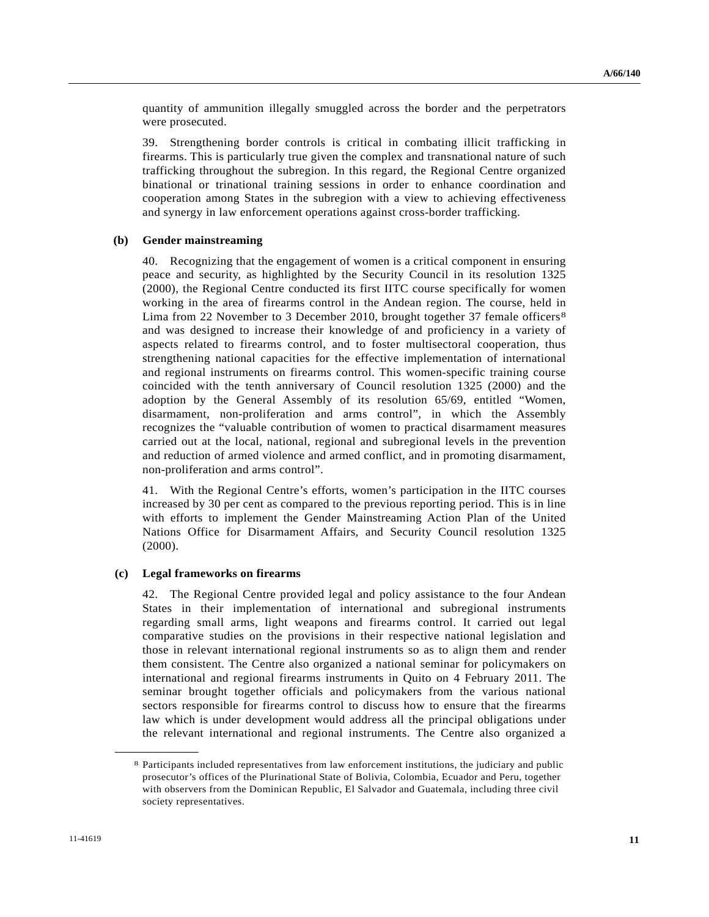quantity of ammunition illegally smuggled across the border and the perpetrators were prosecuted.

39. Strengthening border controls is critical in combating illicit trafficking in firearms. This is particularly true given the complex and transnational nature of such trafficking throughout the subregion. In this regard, the Regional Centre organized binational or trinational training sessions in order to enhance coordination and cooperation among States in the subregion with a view to achieving effectiveness and synergy in law enforcement operations against cross-border trafficking.

### (b) Gender mainstreaming

40. Recognizing that the engagement of women is a critical component in ensuring peace and security, as highlighted by the Security Council in its resolution 1325 (2000), the Regional Centre conducted its first IITC course specifically for women working in the area of firearms control in the Andean region. The course, held in Lima from 22 November to 3 December 2010, brought together 37 female officers[8] and was designed to increase their knowledge of and proficiency in a variety of aspects related to firearms control, and to foster multisectoral cooperation, thus strengthening national capacities for the effective implementation of international and regional instruments on firearms control. This women-specific training course coincided with the tenth anniversary of Council resolution 1325 (2000) and the adoption by the General Assembly of its resolution 65/69, entitled "Women, disarmament, non-proliferation and arms control", in which the Assembly recognizes the "valuable contribution of women to practical disarmament measures carried out at the local, national, regional and subregional levels in the prevention and reduction of armed violence and armed conflict, and in promoting disarmament, non-proliferation and arms control".

41. With the Regional Centre's efforts, women's participation in the IITC courses increased by 30 per cent as compared to the previous reporting period. This is in line with efforts to implement the Gender Mainstreaming Action Plan of the United Nations Office for Disarmament Affairs, and Security Council resolution 1325 (2000).

### (c) Legal frameworks on firearms

42. The Regional Centre provided legal and policy assistance to the four Andean States in their implementation of international and subregional instruments regarding small arms, light weapons and firearms control. It carried out legal comparative studies on the provisions in their respective national legislation and those in relevant international regional instruments so as to align them and render them consistent. The Centre also organized a national seminar for policymakers on international and regional firearms instruments in Quito on 4 February 2011. The seminar brought together officials and policymakers from the various national sectors responsible for firearms control to discuss how to ensure that the firearms law which is under development would address all the principal obligations under the relevant international and regional instruments. The Centre also organized a

---

[8] Participants included representatives from law enforcement institutions, the judiciary and public prosecutor's offices of the Plurinational State of Bolivia, Colombia, Ecuador and Peru, together with observers from the Dominican Republic, El Salvador and Guatemala, including three civil society representatives.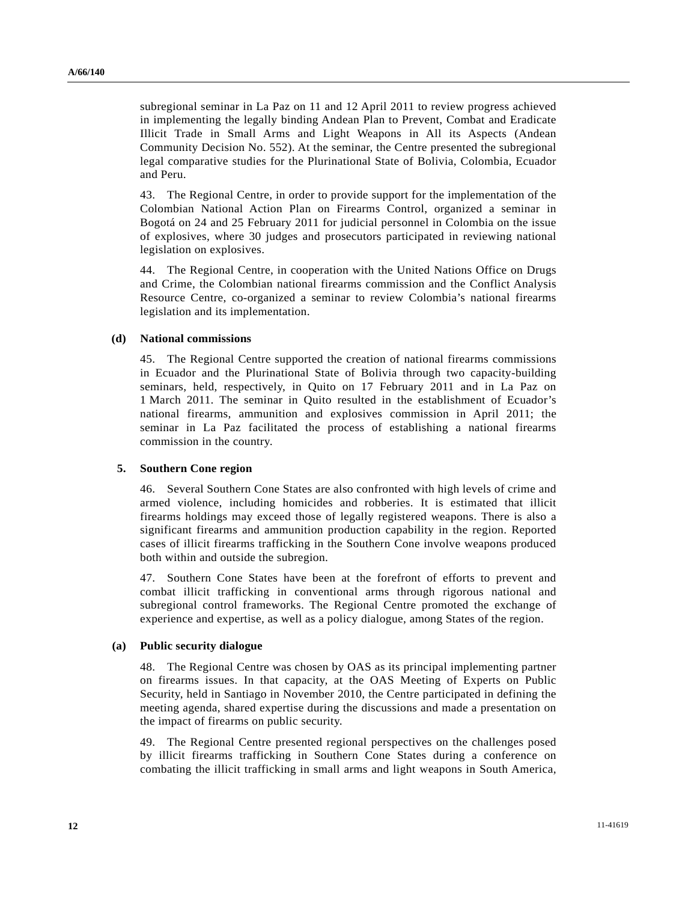subregional seminar in La Paz on 11 and 12 April 2011 to review progress achieved in implementing the legally binding Andean Plan to Prevent, Combat and Eradicate Illicit Trade in Small Arms and Light Weapons in All its Aspects (Andean Community Decision No. 552). At the seminar, the Centre presented the subregional legal comparative studies for the Plurinational State of Bolivia, Colombia, Ecuador and Peru.

43. The Regional Centre, in order to provide support for the implementation of the Colombian National Action Plan on Firearms Control, organized a seminar in Bogotá on 24 and 25 February 2011 for judicial personnel in Colombia on the issue of explosives, where 30 judges and prosecutors participated in reviewing national legislation on explosives.

44. The Regional Centre, in cooperation with the United Nations Office on Drugs and Crime, the Colombian national firearms commission and the Conflict Analysis Resource Centre, co-organized a seminar to review Colombia's national firearms legislation and its implementation.

**(d) National commissions**

45. The Regional Centre supported the creation of national firearms commissions in Ecuador and the Plurinational State of Bolivia through two capacity-building seminars, held, respectively, in Quito on 17 February 2011 and in La Paz on 1 March 2011. The seminar in Quito resulted in the establishment of Ecuador's national firearms, ammunition and explosives commission in April 2011; the seminar in La Paz facilitated the process of establishing a national firearms commission in the country.

**5. Southern Cone region**

46. Several Southern Cone States are also confronted with high levels of crime and armed violence, including homicides and robberies. It is estimated that illicit firearms holdings may exceed those of legally registered weapons. There is also a significant firearms and ammunition production capability in the region. Reported cases of illicit firearms trafficking in the Southern Cone involve weapons produced both within and outside the subregion.

47. Southern Cone States have been at the forefront of efforts to prevent and combat illicit trafficking in conventional arms through rigorous national and subregional control frameworks. The Regional Centre promoted the exchange of experience and expertise, as well as a policy dialogue, among States of the region.

**(a) Public security dialogue**

48. The Regional Centre was chosen by OAS as its principal implementing partner on firearms issues. In that capacity, at the OAS Meeting of Experts on Public Security, held in Santiago in November 2010, the Centre participated in defining the meeting agenda, shared expertise during the discussions and made a presentation on the impact of firearms on public security.

49. The Regional Centre presented regional perspectives on the challenges posed by illicit firearms trafficking in Southern Cone States during a conference on combating the illicit trafficking in small arms and light weapons in South America,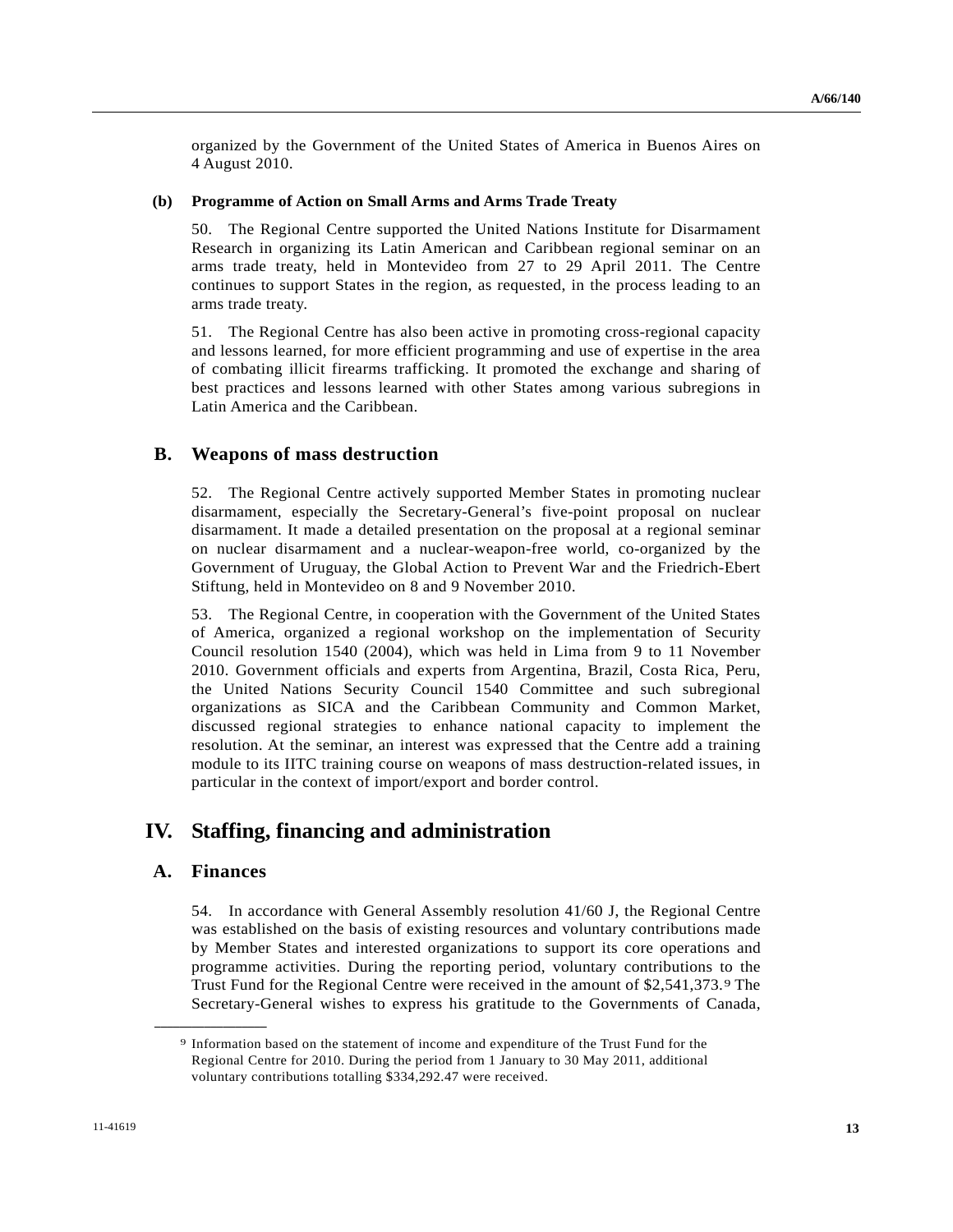organized by the Government of the United States of America in Buenos Aires on 4 August 2010.

### (b) Programme of Action on Small Arms and Arms Trade Treaty

50. The Regional Centre supported the United Nations Institute for Disarmament Research in organizing its Latin American and Caribbean regional seminar on an arms trade treaty, held in Montevideo from 27 to 29 April 2011. The Centre continues to support States in the region, as requested, in the process leading to an arms trade treaty.

51. The Regional Centre has also been active in promoting cross-regional capacity and lessons learned, for more efficient programming and use of expertise in the area of combating illicit firearms trafficking. It promoted the exchange and sharing of best practices and lessons learned with other States among various subregions in Latin America and the Caribbean.

## B. Weapons of mass destruction

52. The Regional Centre actively supported Member States in promoting nuclear disarmament, especially the Secretary-General's five-point proposal on nuclear disarmament. It made a detailed presentation on the proposal at a regional seminar on nuclear disarmament and a nuclear-weapon-free world, co-organized by the Government of Uruguay, the Global Action to Prevent War and the Friedrich-Ebert Stiftung, held in Montevideo on 8 and 9 November 2010.

53. The Regional Centre, in cooperation with the Government of the United States of America, organized a regional workshop on the implementation of Security Council resolution 1540 (2004), which was held in Lima from 9 to 11 November 2010. Government officials and experts from Argentina, Brazil, Costa Rica, Peru, the United Nations Security Council 1540 Committee and such subregional organizations as SICA and the Caribbean Community and Common Market, discussed regional strategies to enhance national capacity to implement the resolution. At the seminar, an interest was expressed that the Centre add a training module to its IITC training course on weapons of mass destruction-related issues, in particular in the context of import/export and border control.

# IV. Staffing, financing and administration

## A. Finances

54. In accordance with General Assembly resolution 41/60 J, the Regional Centre was established on the basis of existing resources and voluntary contributions made by Member States and interested organizations to support its core operations and programme activities. During the reporting period, voluntary contributions to the Trust Fund for the Regional Centre were received in the amount of $2,541,373.[9] The Secretary-General wishes to express his gratitude to the Governments of Canada,

---

[9] Information based on the statement of income and expenditure of the Trust Fund for the Regional Centre for 2010. During the period from 1 January to 30 May 2011, additional voluntary contributions totalling $334,292.47 were received.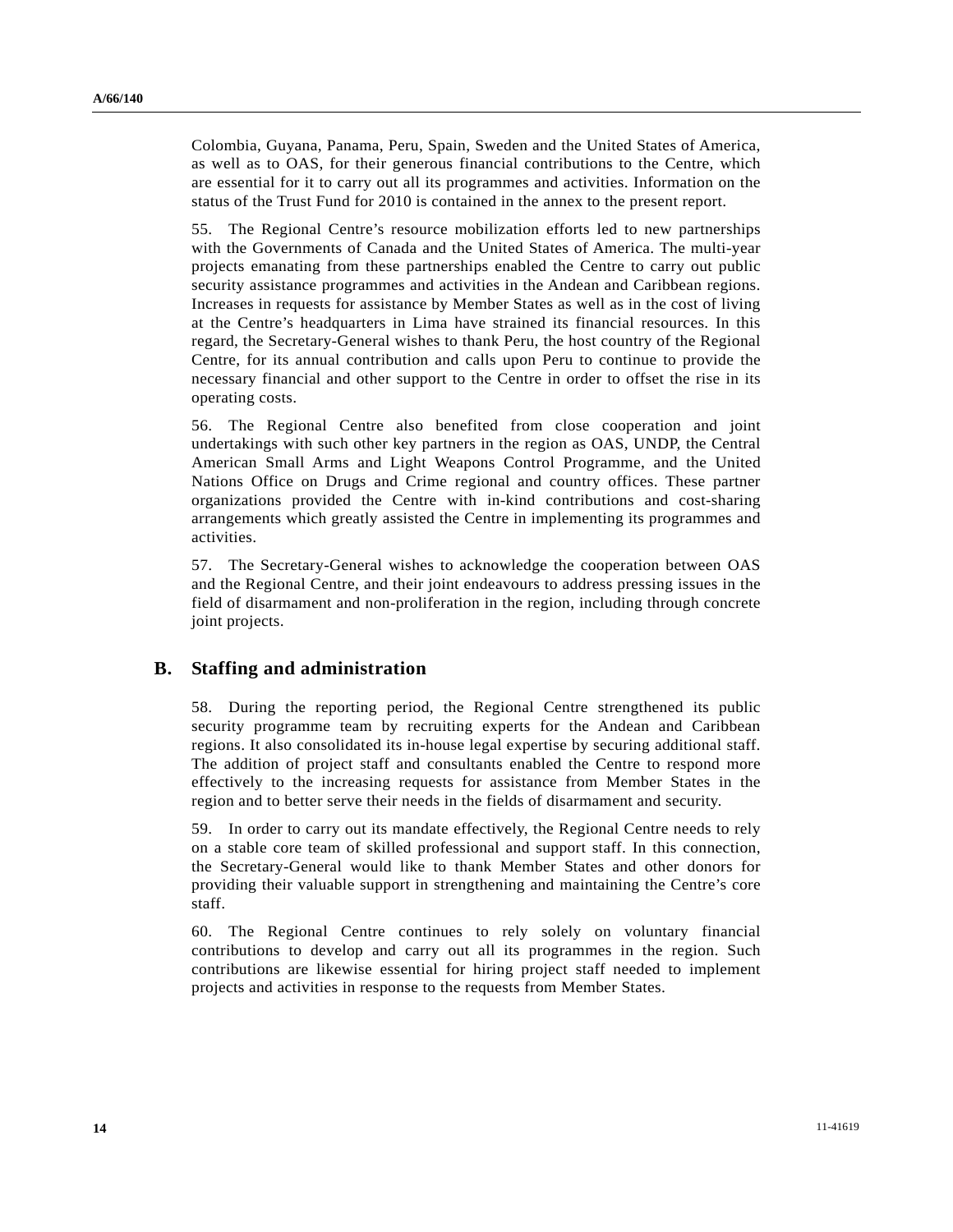Colombia, Guyana, Panama, Peru, Spain, Sweden and the United States of America, as well as to OAS, for their generous financial contributions to the Centre, which are essential for it to carry out all its programmes and activities. Information on the status of the Trust Fund for 2010 is contained in the annex to the present report.

55. The Regional Centre's resource mobilization efforts led to new partnerships with the Governments of Canada and the United States of America. The multi-year projects emanating from these partnerships enabled the Centre to carry out public security assistance programmes and activities in the Andean and Caribbean regions. Increases in requests for assistance by Member States as well as in the cost of living at the Centre's headquarters in Lima have strained its financial resources. In this regard, the Secretary-General wishes to thank Peru, the host country of the Regional Centre, for its annual contribution and calls upon Peru to continue to provide the necessary financial and other support to the Centre in order to offset the rise in its operating costs.

56. The Regional Centre also benefited from close cooperation and joint undertakings with such other key partners in the region as OAS, UNDP, the Central American Small Arms and Light Weapons Control Programme, and the United Nations Office on Drugs and Crime regional and country offices. These partner organizations provided the Centre with in-kind contributions and cost-sharing arrangements which greatly assisted the Centre in implementing its programmes and activities.

57. The Secretary-General wishes to acknowledge the cooperation between OAS and the Regional Centre, and their joint endeavours to address pressing issues in the field of disarmament and non-proliferation in the region, including through concrete joint projects.

## B. Staffing and administration

58. During the reporting period, the Regional Centre strengthened its public security programme team by recruiting experts for the Andean and Caribbean regions. It also consolidated its in-house legal expertise by securing additional staff. The addition of project staff and consultants enabled the Centre to respond more effectively to the increasing requests for assistance from Member States in the region and to better serve their needs in the fields of disarmament and security.

59. In order to carry out its mandate effectively, the Regional Centre needs to rely on a stable core team of skilled professional and support staff. In this connection, the Secretary-General would like to thank Member States and other donors for providing their valuable support in strengthening and maintaining the Centre's core staff.

60. The Regional Centre continues to rely solely on voluntary financial contributions to develop and carry out all its programmes in the region. Such contributions are likewise essential for hiring project staff needed to implement projects and activities in response to the requests from Member States.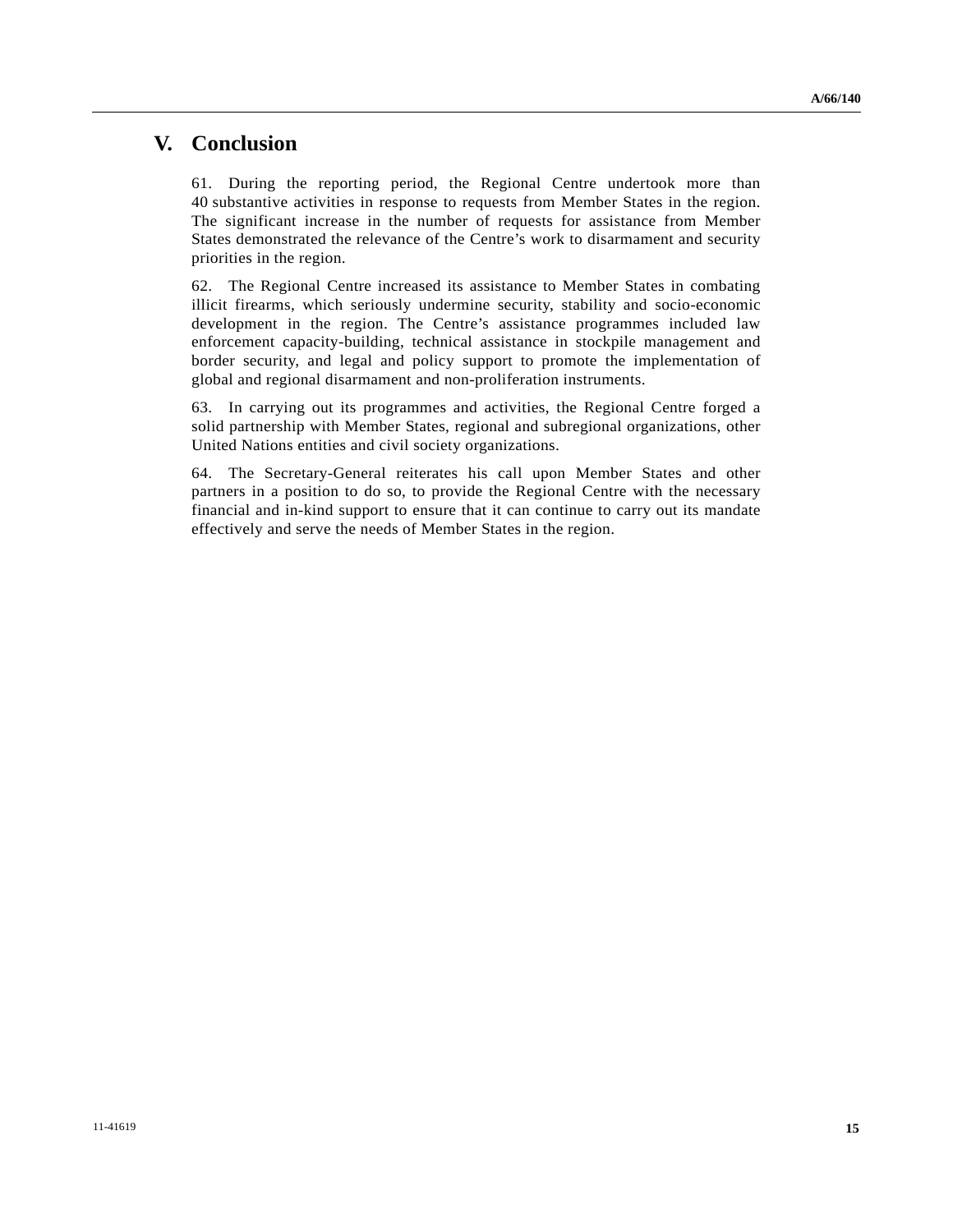# V. Conclusion

61. During the reporting period, the Regional Centre undertook more than 40 substantive activities in response to requests from Member States in the region. The significant increase in the number of requests for assistance from Member States demonstrated the relevance of the Centre's work to disarmament and security priorities in the region.

62. The Regional Centre increased its assistance to Member States in combating illicit firearms, which seriously undermine security, stability and socio-economic development in the region. The Centre's assistance programmes included law enforcement capacity-building, technical assistance in stockpile management and border security, and legal and policy support to promote the implementation of global and regional disarmament and non-proliferation instruments.

63. In carrying out its programmes and activities, the Regional Centre forged a solid partnership with Member States, regional and subregional organizations, other United Nations entities and civil society organizations.

64. The Secretary-General reiterates his call upon Member States and other partners in a position to do so, to provide the Regional Centre with the necessary financial and in-kind support to ensure that it can continue to carry out its mandate effectively and serve the needs of Member States in the region.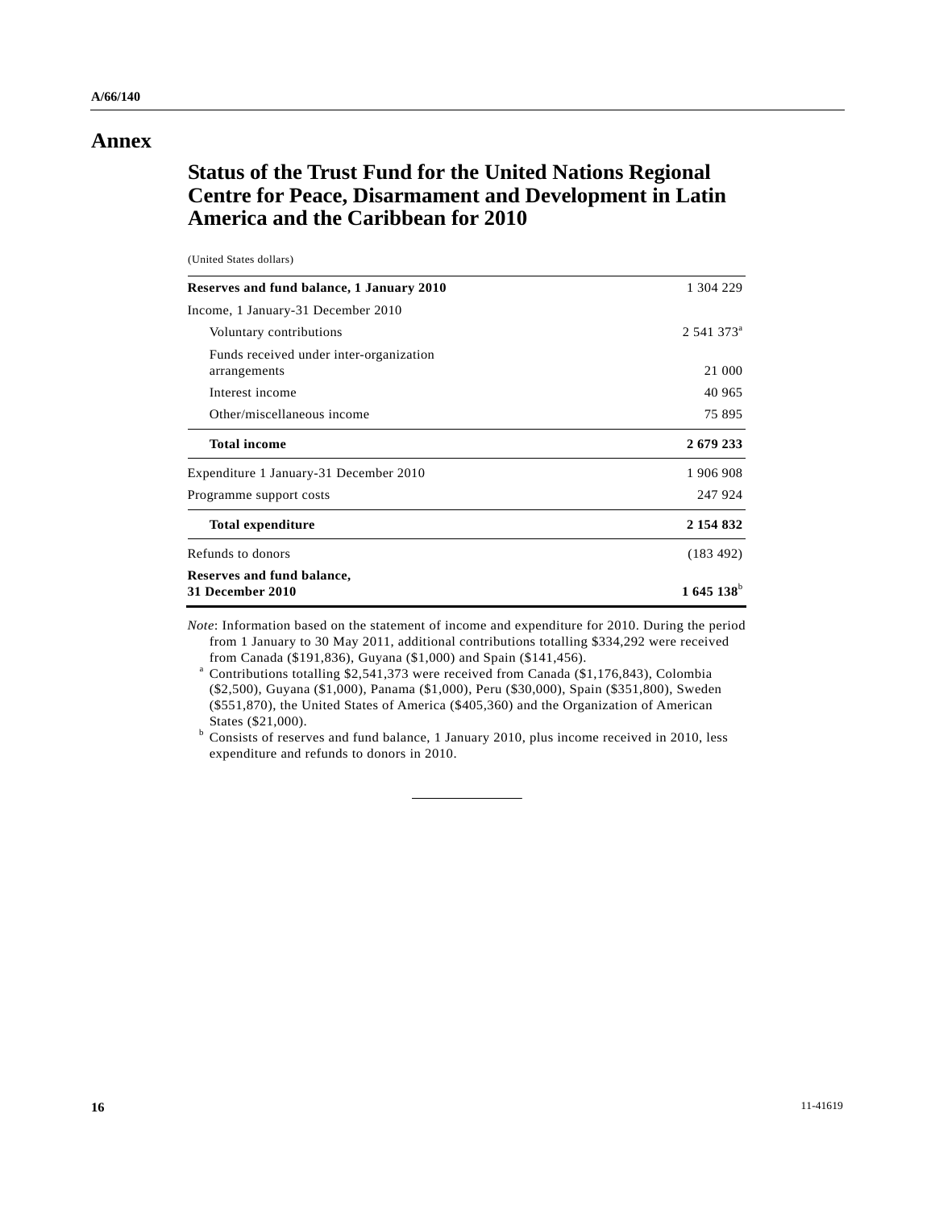# Annex

## Status of the Trust Fund for the United Nations Regional Centre for Peace, Disarmament and Development in Latin America and the Caribbean for 2010

(United States dollars)

| | |
|---|---|
| **Reserves and fund balance, 1 January 2010** | 1 304 229 |
| Income, 1 January-31 December 2010 | |
| Voluntary contributions | 2 541 373[a] |
| Funds received under inter-organization arrangements | 21 000 |
| Interest income | 40 965 |
| Other/miscellaneous income | 75 895 |
| **Total income** | **2 679 233** |
| Expenditure 1 January-31 December 2010 | 1 906 908 |
| Programme support costs | 247 924 |
| **Total expenditure** | **2 154 832** |
| Refunds to donors | (183 492) |
| **Reserves and fund balance, 31 December 2010** | **1 645 138**[b] |

*Note*: Information based on the statement of income and expenditure for 2010. During the period from 1 January to 30 May 2011, additional contributions totalling $334,292 were received from Canada ($191,836), Guyana ($1,000) and Spain ($141,456).

[a] Contributions totalling $2,541,373 were received from Canada ($1,176,843), Colombia ($2,500), Guyana ($1,000), Panama ($1,000), Peru ($30,000), Spain ($351,800), Sweden ($551,870), the United States of America ($405,360) and the Organization of American States ($21,000).

[b] Consists of reserves and fund balance, 1 January 2010, plus income received in 2010, less expenditure and refunds to donors in 2010.